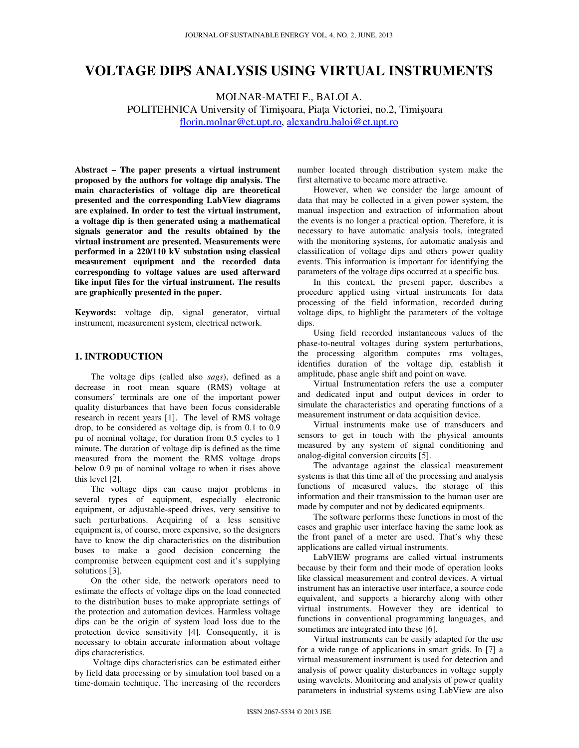# VOLTAGE DIPS ANALYSIS USING VIRTUAL INSTRUMENTS

MOLNAR-MATEI F., BALOI A.
POLITEHNICA University of Timişoara, Piaţa Victoriei, no.2, Timişoara
florin.molnar@et.upt.ro, alexandru.baloi@et.upt.ro

**Abstract – The paper presents a virtual instrument proposed by the authors for voltage dip analysis. The main characteristics of voltage dip are theoretical presented and the corresponding LabView diagrams are explained. In order to test the virtual instrument, a voltage dip is then generated using a mathematical signals generator and the results obtained by the virtual instrument are presented. Measurements were performed in a 220/110 kV substation using classical measurement equipment and the recorded data corresponding to voltage values are used afterward like input files for the virtual instrument. The results are graphically presented in the paper.**

**Keywords:** voltage dip, signal generator, virtual instrument, measurement system, electrical network.

## 1. INTRODUCTION

The voltage dips (called also *sags*), defined as a decrease in root mean square (RMS) voltage at consumers' terminals are one of the important power quality disturbances that have been focus considerable research in recent years [1]. The level of RMS voltage drop, to be considered as voltage dip, is from 0.1 to 0.9 pu of nominal voltage, for duration from 0.5 cycles to 1 minute. The duration of voltage dip is defined as the time measured from the moment the RMS voltage drops below 0.9 pu of nominal voltage to when it rises above this level [2].

The voltage dips can cause major problems in several types of equipment, especially electronic equipment, or adjustable-speed drives, very sensitive to such perturbations. Acquiring of a less sensitive equipment is, of course, more expensive, so the designers have to know the dip characteristics on the distribution buses to make a good decision concerning the compromise between equipment cost and it's supplying solutions [3].

On the other side, the network operators need to estimate the effects of voltage dips on the load connected to the distribution buses to make appropriate settings of the protection and automation devices. Harmless voltage dips can be the origin of system load loss due to the protection device sensitivity [4]. Consequently, it is necessary to obtain accurate information about voltage dips characteristics.

Voltage dips characteristics can be estimated either by field data processing or by simulation tool based on a time-domain technique. The increasing of the recorders number located through distribution system make the first alternative to became more attractive.

However, when we consider the large amount of data that may be collected in a given power system, the manual inspection and extraction of information about the events is no longer a practical option. Therefore, it is necessary to have automatic analysis tools, integrated with the monitoring systems, for automatic analysis and classification of voltage dips and others power quality events. This information is important for identifying the parameters of the voltage dips occurred at a specific bus.

In this context, the present paper, describes a procedure applied using virtual instruments for data processing of the field information, recorded during voltage dips, to highlight the parameters of the voltage dips.

Using field recorded instantaneous values of the phase-to-neutral voltages during system perturbations, the processing algorithm computes rms voltages, identifies duration of the voltage dip, establish it amplitude, phase angle shift and point on wave.

Virtual Instrumentation refers the use a computer and dedicated input and output devices in order to simulate the characteristics and operating functions of a measurement instrument or data acquisition device.

Virtual instruments make use of transducers and sensors to get in touch with the physical amounts measured by any system of signal conditioning and analog-digital conversion circuits [5].

The advantage against the classical measurement systems is that this time all of the processing and analysis functions of measured values, the storage of this information and their transmission to the human user are made by computer and not by dedicated equipments.

The software performs these functions in most of the cases and graphic user interface having the same look as the front panel of a meter are used. That's why these applications are called virtual instruments.

LabVIEW programs are called virtual instruments because by their form and their mode of operation looks like classical measurement and control devices. A virtual instrument has an interactive user interface, a source code equivalent, and supports a hierarchy along with other virtual instruments. However they are identical to functions in conventional programming languages, and sometimes are integrated into these [6].

Virtual instruments can be easily adapted for the use for a wide range of applications in smart grids. In [7] a virtual measurement instrument is used for detection and analysis of power quality disturbances in voltage supply using wavelets. Monitoring and analysis of power quality parameters in industrial systems using LabView are also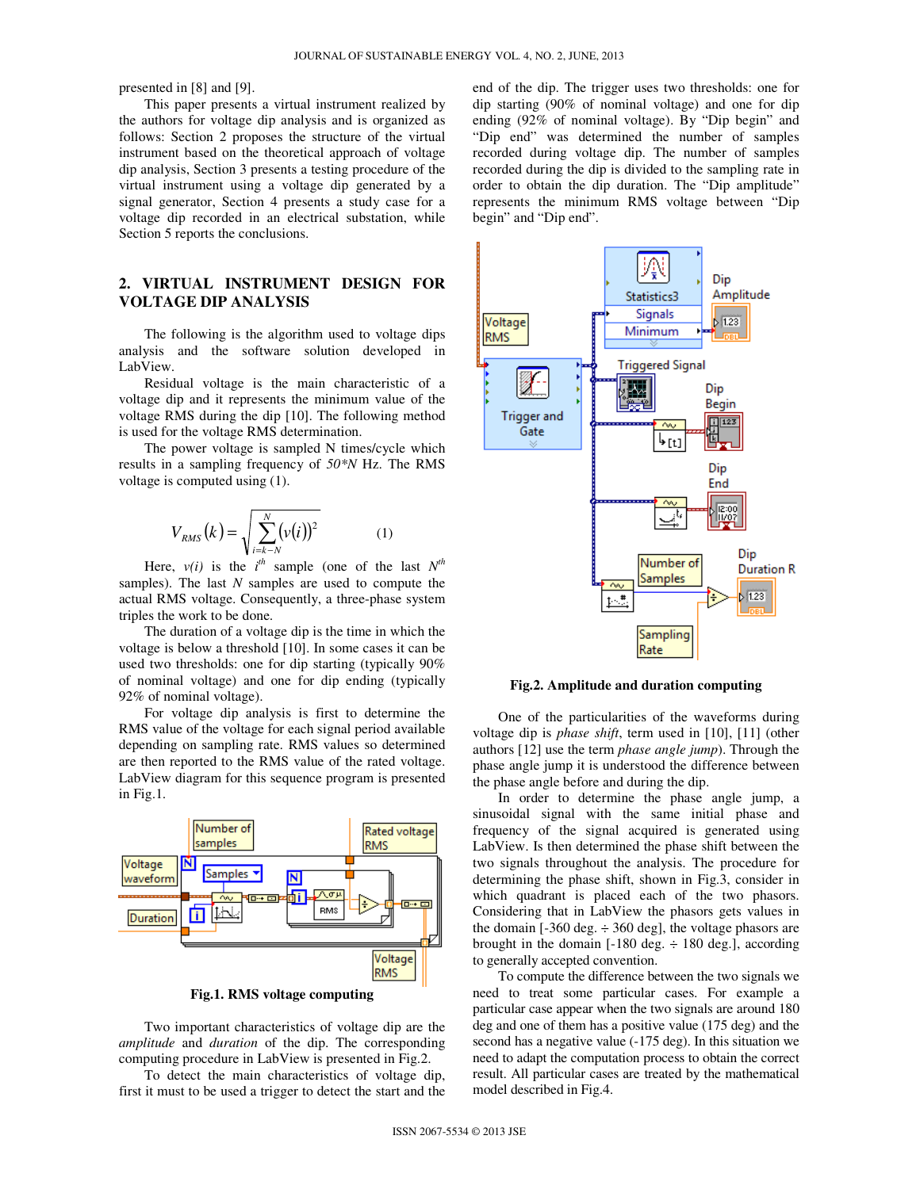presented in [8] and [9].

This paper presents a virtual instrument realized by the authors for voltage dip analysis and is organized as follows: Section 2 proposes the structure of the virtual instrument based on the theoretical approach of voltage dip analysis, Section 3 presents a testing procedure of the virtual instrument using a voltage dip generated by a signal generator, Section 4 presents a study case for a voltage dip recorded in an electrical substation, while Section 5 reports the conclusions.

## 2. VIRTUAL INSTRUMENT DESIGN FOR VOLTAGE DIP ANALYSIS

The following is the algorithm used to voltage dips analysis and the software solution developed in LabView.

Residual voltage is the main characteristic of a voltage dip and it represents the minimum value of the voltage RMS during the dip [10]. The following method is used for the voltage RMS determination.

The power voltage is sampled N times/cycle which results in a sampling frequency of *50\*N* Hz. The RMS voltage is computed using (1).

$$V_{RMS}(k) = \sqrt{\sum_{i=k-N}^{N} (v(i))^2} \qquad (1)$$

Here, $v(i)$ is the $i^{th}$ sample (one of the last $N^{th}$ samples). The last $N$ samples are used to compute the actual RMS voltage. Consequently, a three-phase system triples the work to be done.

The duration of a voltage dip is the time in which the voltage is below a threshold [10]. In some cases it can be used two thresholds: one for dip starting (typically 90% of nominal voltage) and one for dip ending (typically 92% of nominal voltage).

For voltage dip analysis is first to determine the RMS value of the voltage for each signal period available depending on sampling rate. RMS values so determined are then reported to the RMS value of the rated voltage. LabView diagram for this sequence program is presented in Fig.1.

**Fig.1. RMS voltage computing**

Two important characteristics of voltage dip are the *amplitude* and *duration* of the dip. The corresponding computing procedure in LabView is presented in Fig.2.

To detect the main characteristics of voltage dip, first it must to be used a trigger to detect the start and the end of the dip. The trigger uses two thresholds: one for dip starting (90% of nominal voltage) and one for dip ending (92% of nominal voltage). By "Dip begin" and "Dip end" was determined the number of samples recorded during voltage dip. The number of samples recorded during the dip is divided to the sampling rate in order to obtain the dip duration. The "Dip amplitude" represents the minimum RMS voltage between "Dip begin" and "Dip end".

**Fig.2. Amplitude and duration computing**

One of the particularities of the waveforms during voltage dip is *phase shift*, term used in [10], [11] (other authors [12] use the term *phase angle jump*). Through the phase angle jump it is understood the difference between the phase angle before and during the dip.

In order to determine the phase angle jump, a sinusoidal signal with the same initial phase and frequency of the signal acquired is generated using LabView. Is then determined the phase shift between the two signals throughout the analysis. The procedure for determining the phase shift, shown in Fig.3, consider in which quadrant is placed each of the two phasors. Considering that in LabView the phasors gets values in the domain [-360 deg. ÷ 360 deg], the voltage phasors are brought in the domain [-180 deg. ÷ 180 deg.], according to generally accepted convention.

To compute the difference between the two signals we need to treat some particular cases. For example a particular case appear when the two signals are around 180 deg and one of them has a positive value (175 deg) and the second has a negative value (-175 deg). In this situation we need to adapt the computation process to obtain the correct result. All particular cases are treated by the mathematical model described in Fig.4.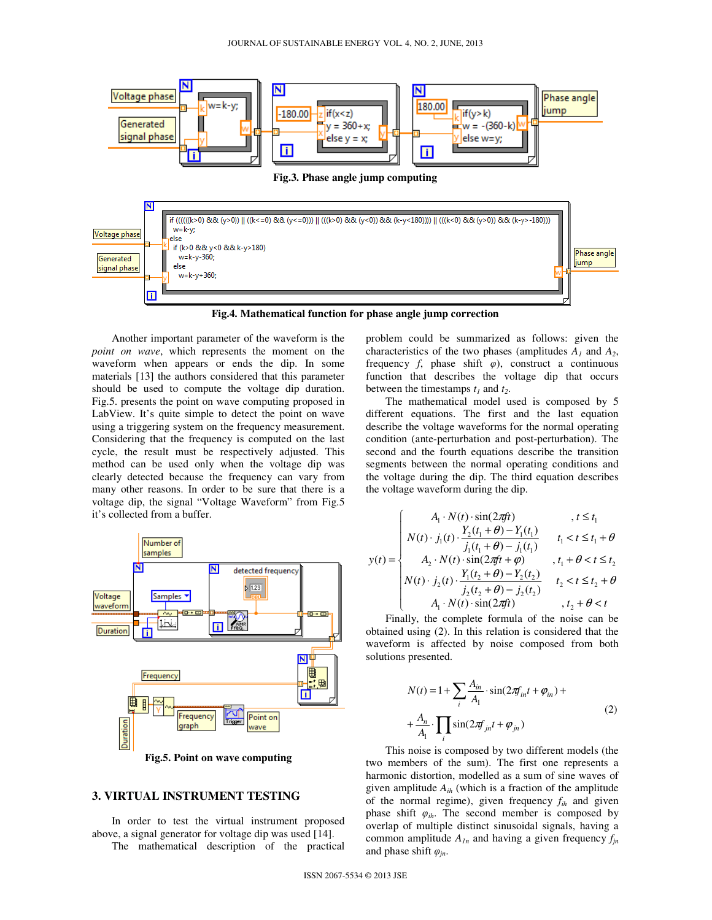Fig.3. Phase angle jump computing

Fig.4. Mathematical function for phase angle jump correction

Another important parameter of the waveform is the *point on wave*, which represents the moment on the waveform when appears or ends the dip. In some materials [13] the authors considered that this parameter should be used to compute the voltage dip duration. Fig.5. presents the point on wave computing proposed in LabView. It's quite simple to detect the point on wave using a triggering system on the frequency measurement. Considering that the frequency is computed on the last cycle, the result must be respectively adjusted. This method can be used only when the voltage dip was clearly detected because the frequency can vary from many other reasons. In order to be sure that there is a voltage dip, the signal "Voltage Waveform" from Fig.5 it's collected from a buffer.

Fig.5. Point on wave computing

## 3. VIRTUAL INSTRUMENT TESTING

In order to test the virtual instrument proposed above, a signal generator for voltage dip was used [14].

The mathematical description of the practical problem could be summarized as follows: given the characteristics of the two phases (amplitudes $A_1$ and $A_2$, frequency $f$, phase shift $\varphi$), construct a continuous function that describes the voltage dip that occurs between the timestamps $t_1$ and $t_2$.

The mathematical model used is composed by 5 different equations. The first and the last equation describe the voltage waveforms for the normal operating condition (ante-perturbation and post-perturbation). The second and the fourth equations describe the transition segments between the normal operating conditions and the voltage during the dip. The third equation describes the voltage waveform during the dip.

$$
y(t) = \begin{cases}
A_1 \cdot N(t) \cdot \sin(2\pi f t) & , t \le t_1 \\
N(t) \cdot j_1(t) \cdot \dfrac{Y_2(t_1+\theta) - Y_1(t_1)}{j_1(t_1+\theta) - j_1(t_1)} & t_1 < t \le t_1 + \theta \\
A_2 \cdot N(t) \cdot \sin(2\pi f t + \varphi) & , t_1 + \theta < t \le t_2 \\
N(t) \cdot j_2(t) \cdot \dfrac{Y_1(t_2+\theta) - Y_2(t_2)}{j_2(t_2+\theta) - j_2(t_2)} & t_2 < t \le t_2 + \theta \\
A_1 \cdot N(t) \cdot \sin(2\pi f t) & , t_2 + \theta < t
\end{cases}
$$

Finally, the complete formula of the noise can be obtained using (2). In this relation is considered that the waveform is affected by noise composed from both solutions presented.

$$
N(t) = 1 + \sum_i \frac{A_{in}}{A_1} \cdot \sin(2\pi f_{in} t + \varphi_{in}) + \\
+ \frac{A_n}{A_1} \cdot \prod_i \sin(2\pi f_{jn} t + \varphi_{jn}) \qquad (2)
$$

This noise is composed by two different models (the two members of the sum). The first one represents a harmonic distortion, modelled as a sum of sine waves of given amplitude $A_{ih}$ (which is a fraction of the amplitude of the normal regime), given frequency $f_{ih}$ and given phase shift $\varphi_{ih}$. The second member is composed by overlap of multiple distinct sinusoidal signals, having a common amplitude $A_{1n}$ and having a given frequency $f_{jn}$ and phase shift $\varphi_{jn}$.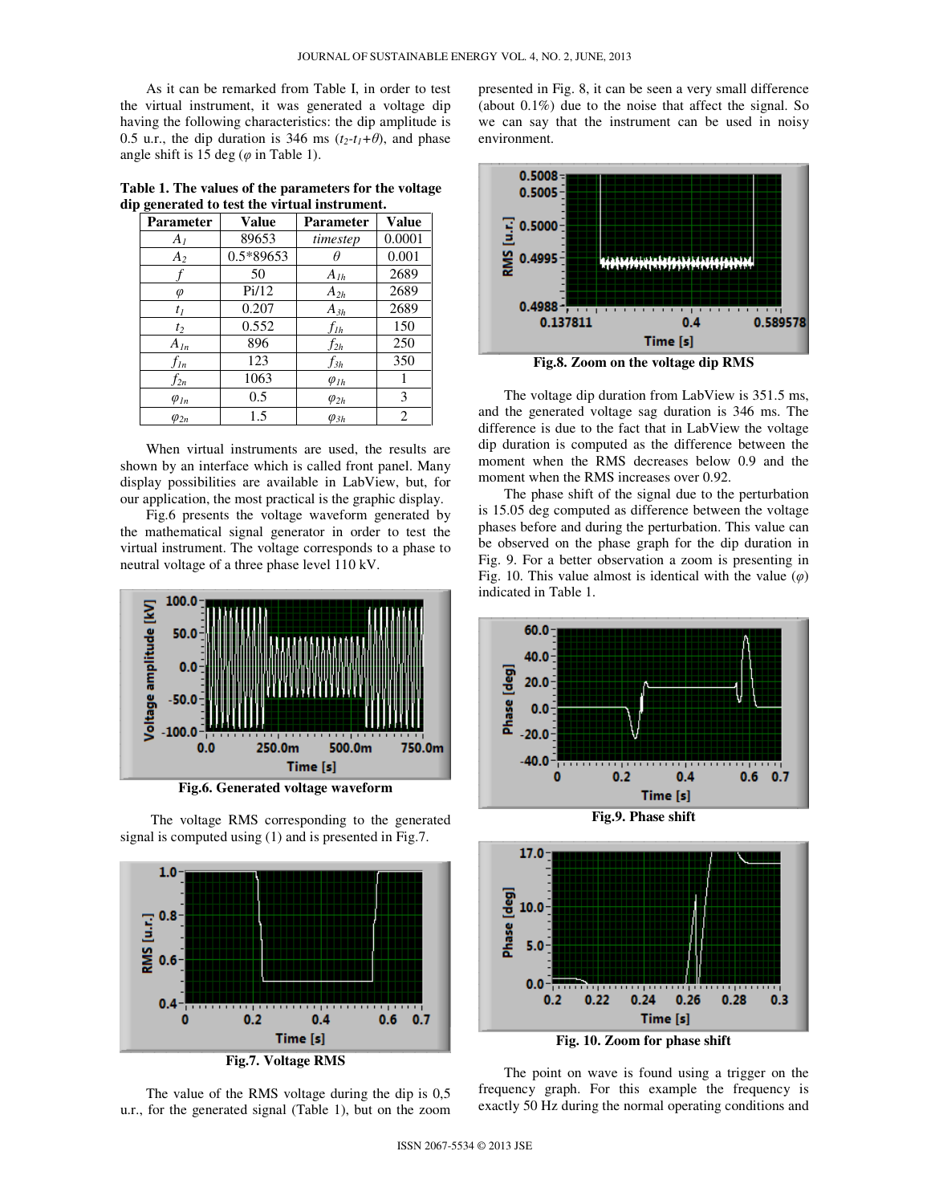As it can be remarked from Table I, in order to test the virtual instrument, it was generated a voltage dip having the following characteristics: the dip amplitude is 0.5 u.r., the dip duration is 346 ms ($t_2$-$t_1$+$\theta$), and phase angle shift is 15 deg ($\varphi$ in Table 1).

**Table 1. The values of the parameters for the voltage dip generated to test the virtual instrument.**

| Parameter | Value | Parameter | Value |
|---|---|---|---|
| $A_1$ | 89653 | *timestep* | 0.0001 |
| $A_2$ | 0.5*89653 | $\theta$ | 0.001 |
| $f$ | 50 | $A_{1h}$ | 2689 |
| $\varphi$ | Pi/12 | $A_{2h}$ | 2689 |
| $t_1$ | 0.207 | $A_{3h}$ | 2689 |
| $t_2$ | 0.552 | $f_{1h}$ | 150 |
| $A_{1n}$ | 896 | $f_{2h}$ | 250 |
| $f_{1n}$ | 123 | $f_{3h}$ | 350 |
| $f_{2n}$ | 1063 | $\varphi_{1h}$ | 1 |
| $\varphi_{1n}$ | 0.5 | $\varphi_{2h}$ | 3 |
| $\varphi_{2n}$ | 1.5 | $\varphi_{3h}$ | 2 |

When virtual instruments are used, the results are shown by an interface which is called front panel. Many display possibilities are available in LabView, but, for our application, the most practical is the graphic display.

Fig.6 presents the voltage waveform generated by the mathematical signal generator in order to test the virtual instrument. The voltage corresponds to a phase to neutral voltage of a three phase level 110 kV.

**Fig.6. Generated voltage waveform**

The voltage RMS corresponding to the generated signal is computed using (1) and is presented in Fig.7.

**Fig.7. Voltage RMS**

The value of the RMS voltage during the dip is 0,5 u.r., for the generated signal (Table 1), but on the zoom presented in Fig. 8, it can be seen a very small difference (about 0.1%) due to the noise that affect the signal. So we can say that the instrument can be used in noisy environment.

**Fig.8. Zoom on the voltage dip RMS**

The voltage dip duration from LabView is 351.5 ms, and the generated voltage sag duration is 346 ms. The difference is due to the fact that in LabView the voltage dip duration is computed as the difference between the moment when the RMS decreases below 0.9 and the moment when the RMS increases over 0.92.

The phase shift of the signal due to the perturbation is 15.05 deg computed as difference between the voltage phases before and during the perturbation. This value can be observed on the phase graph for the dip duration in Fig. 9. For a better observation a zoom is presenting in Fig. 10. This value almost is identical with the value ($\varphi$) indicated in Table 1.

**Fig.9. Phase shift**

**Fig. 10. Zoom for phase shift**

The point on wave is found using a trigger on the frequency graph. For this example the frequency is exactly 50 Hz during the normal operating conditions and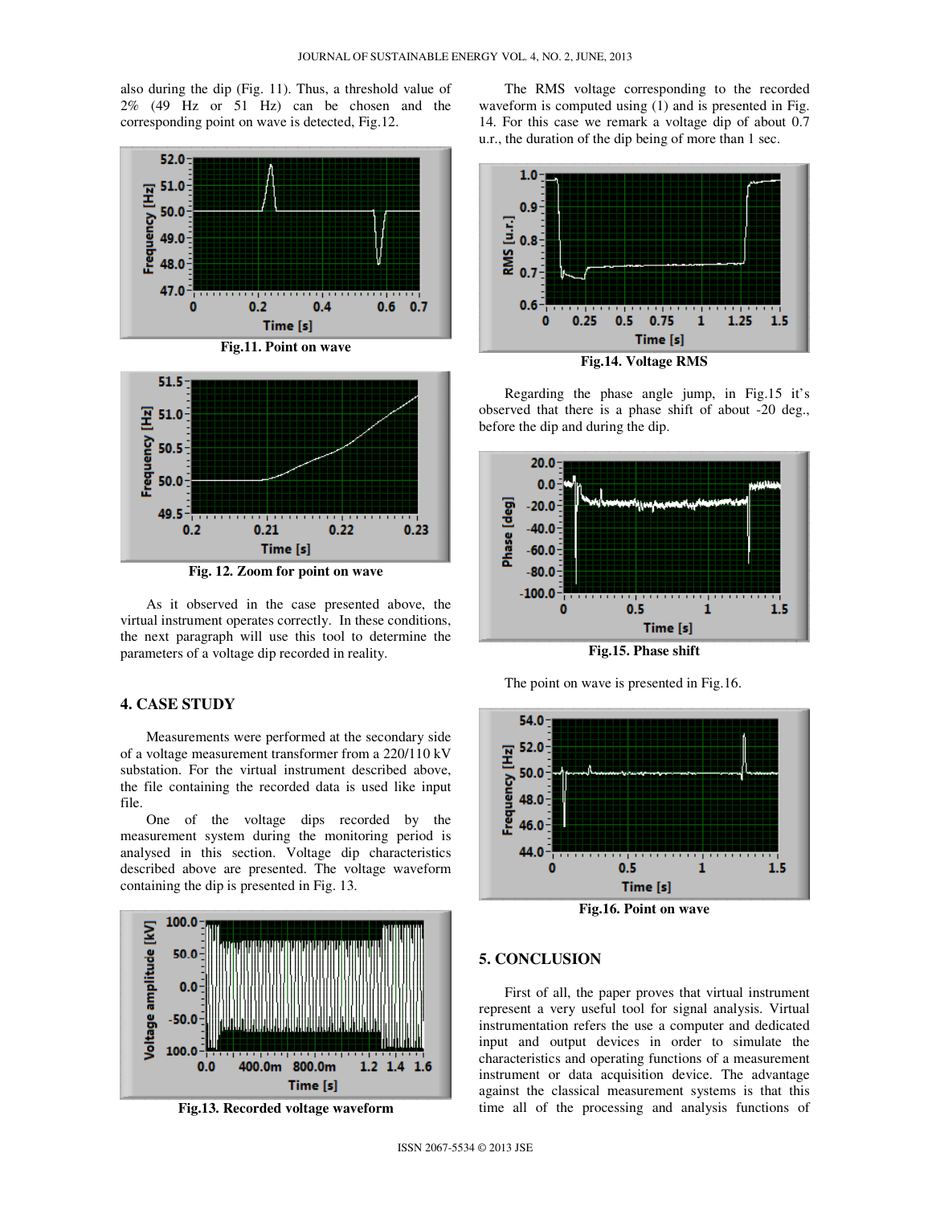also during the dip (Fig. 11). Thus, a threshold value of 2% (49 Hz or 51 Hz) can be chosen and the corresponding point on wave is detected, Fig.12.

**Fig.11. Point on wave**

**Fig. 12. Zoom for point on wave**

As it observed in the case presented above, the virtual instrument operates correctly. In these conditions, the next paragraph will use this tool to determine the parameters of a voltage dip recorded in reality.

## 4. CASE STUDY

Measurements were performed at the secondary side of a voltage measurement transformer from a 220/110 kV substation. For the virtual instrument described above, the file containing the recorded data is used like input file.

One of the voltage dips recorded by the measurement system during the monitoring period is analysed in this section. Voltage dip characteristics described above are presented. The voltage waveform containing the dip is presented in Fig. 13.

**Fig.13. Recorded voltage waveform**

The RMS voltage corresponding to the recorded waveform is computed using (1) and is presented in Fig. 14. For this case we remark a voltage dip of about 0.7 u.r., the duration of the dip being of more than 1 sec.

**Fig.14. Voltage RMS**

Regarding the phase angle jump, in Fig.15 it's observed that there is a phase shift of about -20 deg., before the dip and during the dip.

**Fig.15. Phase shift**

The point on wave is presented in Fig.16.

**Fig.16. Point on wave**

## 5. CONCLUSION

First of all, the paper proves that virtual instrument represent a very useful tool for signal analysis. Virtual instrumentation refers the use a computer and dedicated input and output devices in order to simulate the characteristics and operating functions of a measurement instrument or data acquisition device. The advantage against the classical measurement systems is that this time all of the processing and analysis functions of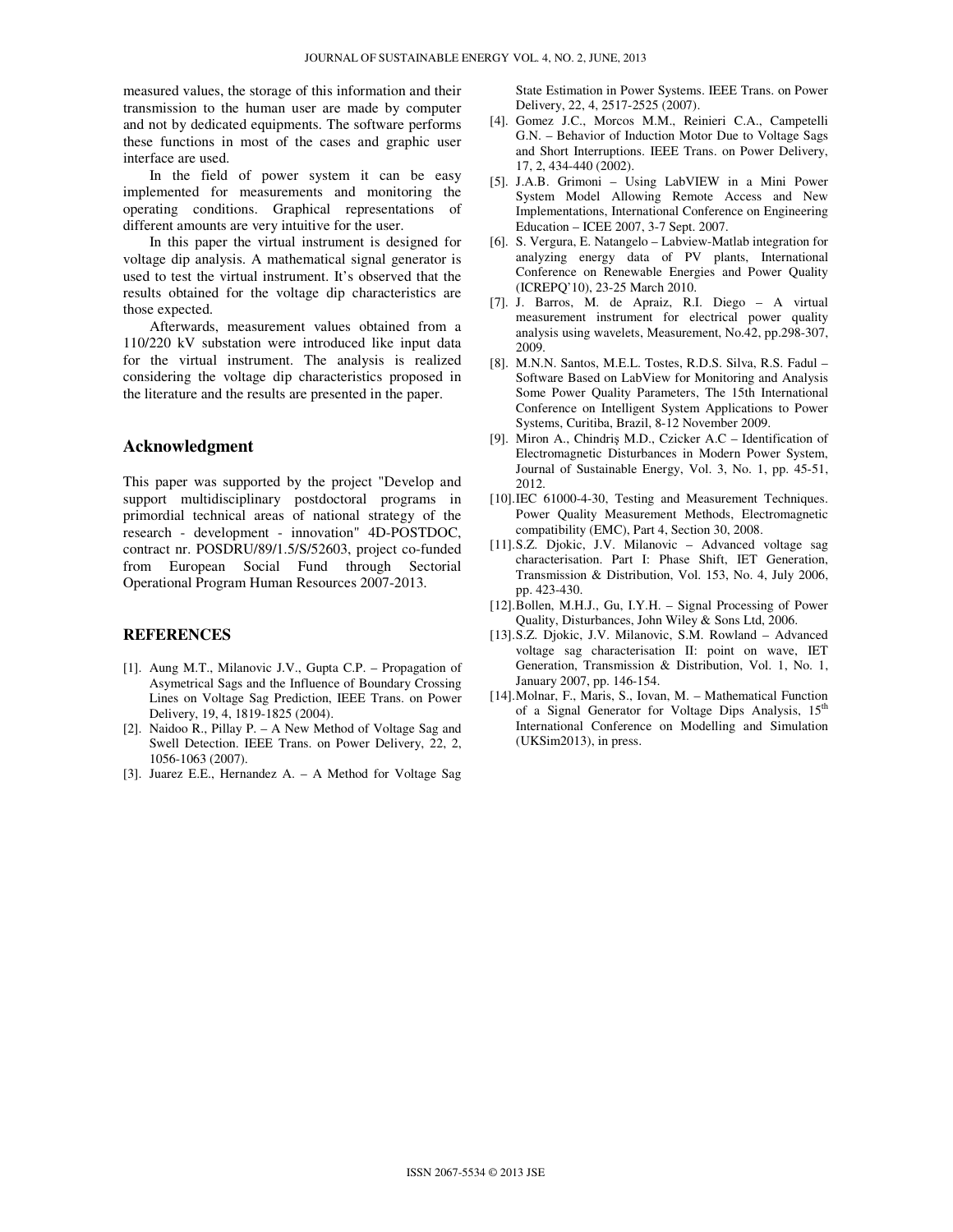measured values, the storage of this information and their transmission to the human user are made by computer and not by dedicated equipments. The software performs these functions in most of the cases and graphic user interface are used.

In the field of power system it can be easy implemented for measurements and monitoring the operating conditions. Graphical representations of different amounts are very intuitive for the user.

In this paper the virtual instrument is designed for voltage dip analysis. A mathematical signal generator is used to test the virtual instrument. It's observed that the results obtained for the voltage dip characteristics are those expected.

Afterwards, measurement values obtained from a 110/220 kV substation were introduced like input data for the virtual instrument. The analysis is realized considering the voltage dip characteristics proposed in the literature and the results are presented in the paper.

## Acknowledgment

This paper was supported by the project "Develop and support multidisciplinary postdoctoral programs in primordial technical areas of national strategy of the research - development - innovation" 4D-POSTDOC, contract nr. POSDRU/89/1.5/S/52603, project co-funded from European Social Fund through Sectorial Operational Program Human Resources 2007-2013.

## REFERENCES

[1]. Aung M.T., Milanovic J.V., Gupta C.P. – Propagation of Asymetrical Sags and the Influence of Boundary Crossing Lines on Voltage Sag Prediction, IEEE Trans. on Power Delivery, 19, 4, 1819-1825 (2004).

[2]. Naidoo R., Pillay P. – A New Method of Voltage Sag and Swell Detection. IEEE Trans. on Power Delivery, 22, 2, 1056-1063 (2007).

[3]. Juarez E.E., Hernandez A. – A Method for Voltage Sag State Estimation in Power Systems. IEEE Trans. on Power Delivery, 22, 4, 2517-2525 (2007).

[4]. Gomez J.C., Morcos M.M., Reinieri C.A., Campetelli G.N. – Behavior of Induction Motor Due to Voltage Sags and Short Interruptions. IEEE Trans. on Power Delivery, 17, 2, 434-440 (2002).

[5]. J.A.B. Grimoni – Using LabVIEW in a Mini Power System Model Allowing Remote Access and New Implementations, International Conference on Engineering Education – ICEE 2007, 3-7 Sept. 2007.

[6]. S. Vergura, E. Natangelo – Labview-Matlab integration for analyzing energy data of PV plants, International Conference on Renewable Energies and Power Quality (ICREPQ'10), 23-25 March 2010.

[7]. J. Barros, M. de Apraiz, R.I. Diego – A virtual measurement instrument for electrical power quality analysis using wavelets, Measurement, No.42, pp.298-307, 2009.

[8]. M.N.N. Santos, M.E.L. Tostes, R.D.S. Silva, R.S. Fadul – Software Based on LabView for Monitoring and Analysis Some Power Quality Parameters, The 15th International Conference on Intelligent System Applications to Power Systems, Curitiba, Brazil, 8-12 November 2009.

[9]. Miron A., Chindriş M.D., Czicker A.C – Identification of Electromagnetic Disturbances in Modern Power System, Journal of Sustainable Energy, Vol. 3, No. 1, pp. 45-51, 2012.

[10]. IEC 61000-4-30, Testing and Measurement Techniques. Power Quality Measurement Methods, Electromagnetic compatibility (EMC), Part 4, Section 30, 2008.

[11]. S.Z. Djokic, J.V. Milanovic – Advanced voltage sag characterisation. Part I: Phase Shift, IET Generation, Transmission & Distribution, Vol. 153, No. 4, July 2006, pp. 423-430.

[12]. Bollen, M.H.J., Gu, I.Y.H. – Signal Processing of Power Quality, Disturbances, John Wiley & Sons Ltd, 2006.

[13]. S.Z. Djokic, J.V. Milanovic, S.M. Rowland – Advanced voltage sag characterisation II: point on wave, IET Generation, Transmission & Distribution, Vol. 1, No. 1, January 2007, pp. 146-154.

[14]. Molnar, F., Maris, S., Iovan, M. – Mathematical Function of a Signal Generator for Voltage Dips Analysis, 15th International Conference on Modelling and Simulation (UKSim2013), in press.